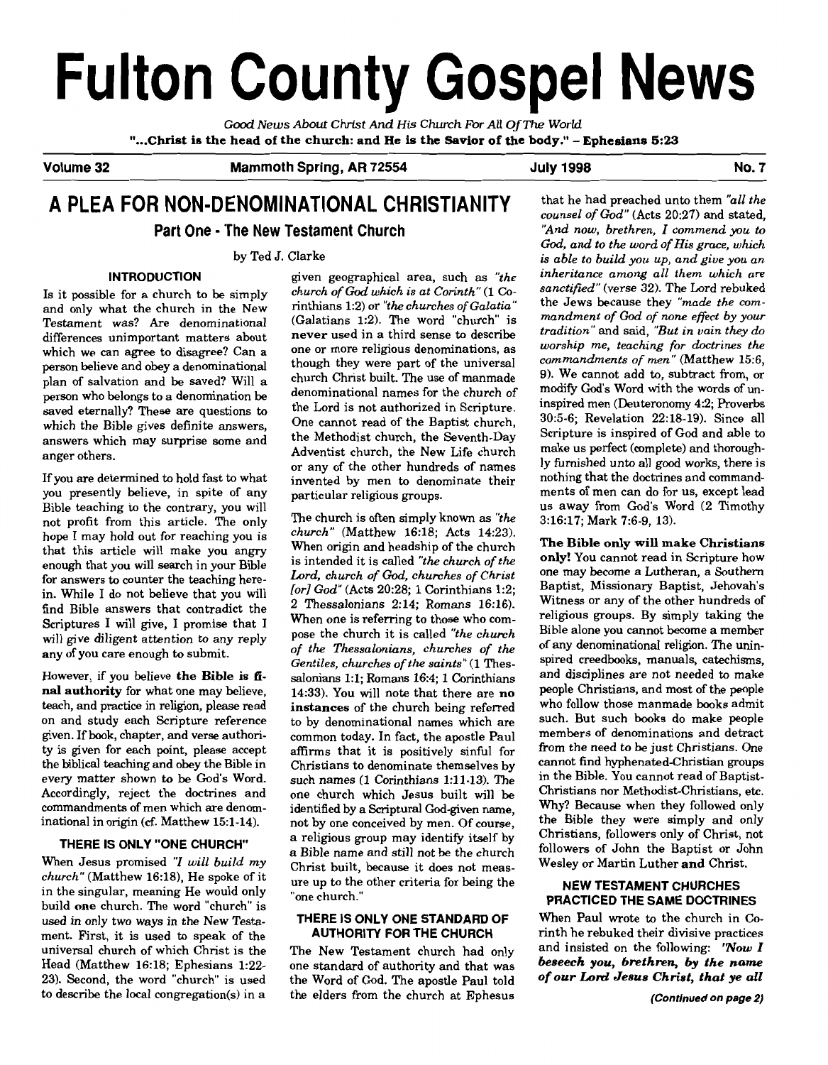# Fulton County Gospel News

*Good News About Christ And His Church For All Of The World*

**"...Christ is the head of the church: and He is the Savior of the body." - Ephesians 5:23**

**Volume 32** | **Mammoth Spring, AR 72554** | **July 1998** | **No. 7**

## A PLEA FOR NON-DENOMINATIONAL CHRISTIANITY

### Part One - The New Testament Church

by Ted J. Clarke

#### INTRODUCTION

Is it possible for a church to be simply and only what the church in the New Testament was? Are denominational differences unimportant matters about which we can agree to disagree? Can a person believe and obey a denominational plan of salvation and be saved? Will a person who belongs to a denomination be saved eternally? These are questions to which the Bible gives definite answers, answers which may surprise some and anger others.

If you are determined to hold fast to what you presently believe, in spite of any Bible teaching to the contrary, you will not profit from this article. The only hope I may hold out for reaching you is that this article will make you angry enough that you will search in your Bible for answers to counter the teaching herein. While I do not believe that you will find Bible answers that contradict the Scriptures I will give, I promise that I will give diligent attention to any reply any of you care enough to submit.

However, if you believe **the Bible is final authority** for what one may believe, teach, and practice in religion, please read on and study each Scripture reference given. If book, chapter, and verse authority is given for each point, please accept the biblical teaching and obey the Bible in every matter shown to be God's Word. Accordingly, reject the doctrines and commandments of men which are denominational in origin (cf. Matthew 15:1-14).

#### THERE IS ONLY "ONE CHURCH"

When Jesus promised *"I will build my church"* (Matthew 16:18), He spoke of it in the singular, meaning He would only build **one** church. The word "church" is used in only two ways in the New Testament. First, it is used to speak of the universal church of which Christ is the Head (Matthew 16:18; Ephesians 1:22-23). Second, the word "church" is used to describe the local congregation(s) in a given geographical area, such as *"the church of God which is at Corinth"* (1 Corinthians 1:2) or *"the churches of Galatia"* (Galatians 1:2). The word "church" is **never** used in a third sense to describe one or more religious denominations, as though they were part of the universal church Christ built. The use of manmade denominational names for the church of the Lord is not authorized in Scripture. One cannot read of the Baptist church, the Methodist church, the Seventh-Day Adventist church, the New Life church or any of the other hundreds of names invented by men to denominate their particular religious groups.

The church is often simply known as *"the church"* (Matthew 16:18; Acts 14:23). When origin and headship of the church is intended it is called *"the church of the Lord, church of God, churches of Christ [or] God"* (Acts 20:28; 1 Corinthians 1:2; 2 Thessalonians 2:14; Romans 16:16). When one is referring to those who compose the church it is called *"the church of the Thessalonians, churches of the Gentiles, churches of the saints"* (1 Thessalonians 1:1; Romans 16:4; 1 Corinthians 14:33). You will note that there are **no instances** of the church being referred to by denominational names which are common today. In fact, the apostle Paul affirms that it is positively sinful for Christians to denominate themselves by such names (1 Corinthians 1:11-13). The one church which Jesus built will be identified by a Scriptural God-given name, not by one conceived by men. Of course, a religious group may identify itself by a Bible name and still not be the church Christ built, because it does not measure up to the other criteria for being the "one church."

#### THERE IS ONLY ONE STANDARD OF AUTHORITY FOR THE CHURCH

The New Testament church had only one standard of authority and that was the Word of God. The apostle Paul told the elders from the church at Ephesus that he had preached unto them *"all the counsel of God"* (Acts 20:27) and stated, *"And now, brethren, I commend you to God, and to the word of His grace, which is able to build you up, and give you an inheritance among all them which are sanctified"* (verse 32). The Lord rebuked the Jews because they *"made the commandment of God of none effect by your tradition"* and said, *"But in vain they do worship me, teaching for doctrines the commandments of men"* (Matthew 15:6, 9). We cannot add to, subtract from, or modify God's Word with the words of uninspired men (Deuteronomy 4:2; Proverbs 30:5-6; Revelation 22:18-19). Since all Scripture is inspired of God and able to make us perfect (complete) and thoroughly furnished unto all good works, there is nothing that the doctrines and commandments of men can do for us, except lead us away from God's Word (2 Timothy 3:16:17; Mark 7:6-9, 13).

**The Bible only will make Christians only!** You cannot read in Scripture how one may become a Lutheran, a Southern Baptist, Missionary Baptist, Jehovah's Witness or any of the other hundreds of religious groups. By simply taking the Bible alone you cannot become a member of any denominational religion. The uninspired creedbooks, manuals, catechisms, and disciplines are not needed to make people Christians, and most of the people who follow those manmade books admit such. But such books do make people members of denominations and detract from the need to be just Christians. One cannot find hyphenated-Christian groups in the Bible. You cannot read of Baptist-Christians nor Methodist-Christians, etc. Why? Because when they followed only the Bible they were simply and only Christians, followers only of Christ, not followers of John the Baptist or John Wesley or Martin Luther **and** Christ.

#### NEW TESTAMENT CHURCHES PRACTICED THE SAME DOCTRINES

When Paul wrote to the church in Corinth he rebuked their divisive practices and insisted on the following: ***"Now I beseech you, brethren, by the name of our Lord Jesus Christ, that ye all***

*(Continued on page 2)*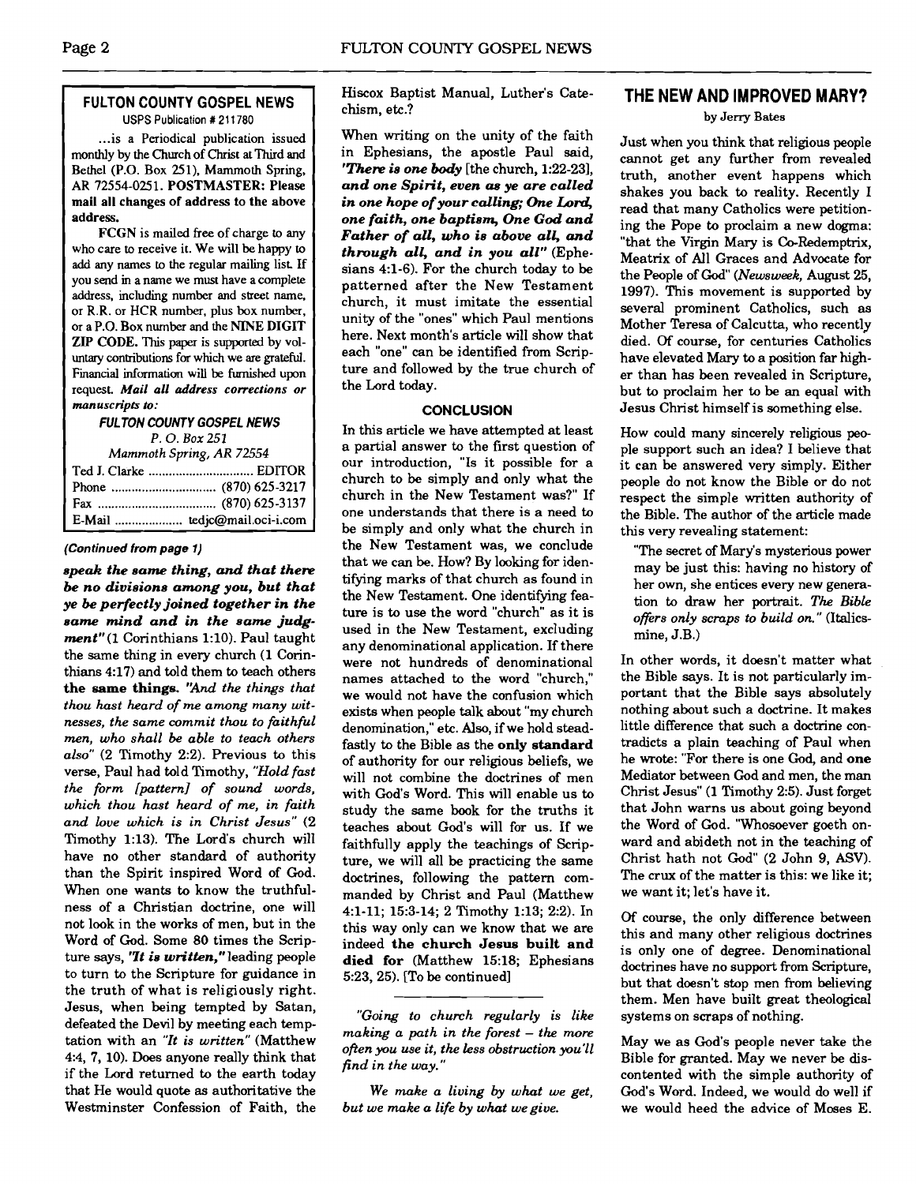### FULTON COUNTY GOSPEL NEWS

USPS Publication # 211780

...is a Periodical publication issued monthly by the Church of Christ at Third and Bethel (P.O. Box 251), Mammoth Spring, AR 72554-0251. **POSTMASTER: Please mail all changes of address to the above address.**

**FCGN** is mailed free of charge to any who care to receive it. We will be happy to add any names to the regular mailing list. If you send in a name we must have a complete address, including number and street name, or R.R. or HCR number, plus box number, or a P.O. Box number and the **NINE DIGIT ZIP CODE.** This paper is supported by voluntary contributions for which we are grateful. Financial information will be furnished upon request. *Mail all address corrections or manuscripts to:*

***FULTON COUNTY GOSPEL NEWS***
*P. O. Box 251*
*Mammoth Spring, AR 72554*

Ted J. Clarke .............................. EDITOR
Phone .............................. (870) 625-3217
Fax .................................. (870) 625-3137
E-Mail ................... tedjc@mail.oci-i.com

***(Continued from page 1)***

***speak the same thing, and that there be no divisions among you, but that ye be perfectly joined together in the same mind and in the same judgment"*** (1 Corinthians 1:10). Paul taught the same thing in every church (1 Corinthians 4:17) and told them to teach others **the same things.** *"And the things that thou hast heard of me among many witnesses, the same commit thou to faithful men, who shall be able to teach others also"* (2 Timothy 2:2). Previous to this verse, Paul had told Timothy, *"Hold fast the form [pattern] of sound words, which thou hast heard of me, in faith and love which is in Christ Jesus"* (2 Timothy 1:13). The Lord's church will have no other standard of authority than the Spirit inspired Word of God. When one wants to know the truthfulness of a Christian doctrine, one will not look in the works of men, but in the Word of God. Some 80 times the Scripture says, ***"It is written,"*** leading people to turn to the Scripture for guidance in the truth of what is religiously right. Jesus, when being tempted by Satan, defeated the Devil by meeting each temptation with an *"It is written"* (Matthew 4:4, 7, 10). Does anyone really think that if the Lord returned to the earth today that He would quote as authoritative the Westminster Confession of Faith, the Hiscox Baptist Manual, Luther's Catechism, etc.?

When writing on the unity of the faith in Ephesians, the apostle Paul said, ***"There is one body*** [the church, 1:22-23], ***and one Spirit, even as ye are called in one hope of your calling; One Lord, one faith, one baptism, One God and Father of all, who is above all, and through all, and in you all"*** (Ephesians 4:1-6). For the church today to be patterned after the New Testament church, it must imitate the essential unity of the "ones" which Paul mentions here. Next month's article will show that each "one" can be identified from Scripture and followed by the true church of the Lord today.

#### CONCLUSION

In this article we have attempted at least a partial answer to the first question of our introduction, "Is it possible for a church to be simply and only what the church in the New Testament was?" If one understands that there is a need to be simply and only what the church in the New Testament was, we conclude that we can be. How? By looking for identifying marks of that church as found in the New Testament. One identifying feature is to use the word "church" as it is used in the New Testament, excluding any denominational application. If there were not hundreds of denominational names attached to the word "church," we would not have the confusion which exists when people talk about "my church denomination," etc. Also, if we hold steadfastly to the Bible as the **only standard** of authority for our religious beliefs, we will not combine the doctrines of men with God's Word. This will enable us to study the same book for the truths it teaches about God's will for us. If we faithfully apply the teachings of Scripture, we will all be practicing the same doctrines, following the pattern commanded by Christ and Paul (Matthew 4:1-11; 15:3-14; 2 Timothy 1:13; 2:2). In this way only can we know that we are indeed **the church Jesus built and died for** (Matthew 15:18; Ephesians 5:23, 25). [To be continued]

---

*"Going to church regularly is like making a path in the forest – the more often you use it, the less obstruction you'll find in the way."*

*We make a living by what we get, but we make a life by what we give.*

## THE NEW AND IMPROVED MARY?

by Jerry Bates

Just when you think that religious people cannot get any further from revealed truth, another event happens which shakes you back to reality. Recently I read that many Catholics were petitioning the Pope to proclaim a new dogma: "that the Virgin Mary is Co-Redemptrix, Meatrix of All Graces and Advocate for the People of God" (*Newsweek,* August 25, 1997). This movement is supported by several prominent Catholics, such as Mother Teresa of Calcutta, who recently died. Of course, for centuries Catholics have elevated Mary to a position far higher than has been revealed in Scripture, but to proclaim her to be an equal with Jesus Christ himself is something else.

How could many sincerely religious people support such an idea? I believe that it can be answered very simply. Either people do not know the Bible or do not respect the simple written authority of the Bible. The author of the article made this very revealing statement:

> "The secret of Mary's mysterious power may be just this: having no history of her own, she entices every new generation to draw her portrait. *The Bible offers only scraps to build on."* (Italics-mine, J.B.)

In other words, it doesn't matter what the Bible says. It is not particularly important that the Bible says absolutely nothing about such a doctrine. It makes little difference that such a doctrine contradicts a plain teaching of Paul when he wrote: "For there is one God, and **one** Mediator between God and men, the man Christ Jesus" (1 Timothy 2:5). Just forget that John warns us about going beyond the Word of God. "Whosoever goeth onward and abideth not in the teaching of Christ hath not God" (2 John 9, ASV). The crux of the matter is this: we like it; we want it; let's have it.

Of course, the only difference between this and many other religious doctrines is only one of degree. Denominational doctrines have no support from Scripture, but that doesn't stop men from believing them. Men have built great theological systems on scraps of nothing.

May we as God's people never take the Bible for granted. May we never be discontented with the simple authority of God's Word. Indeed, we would do well if we would heed the advice of Moses E.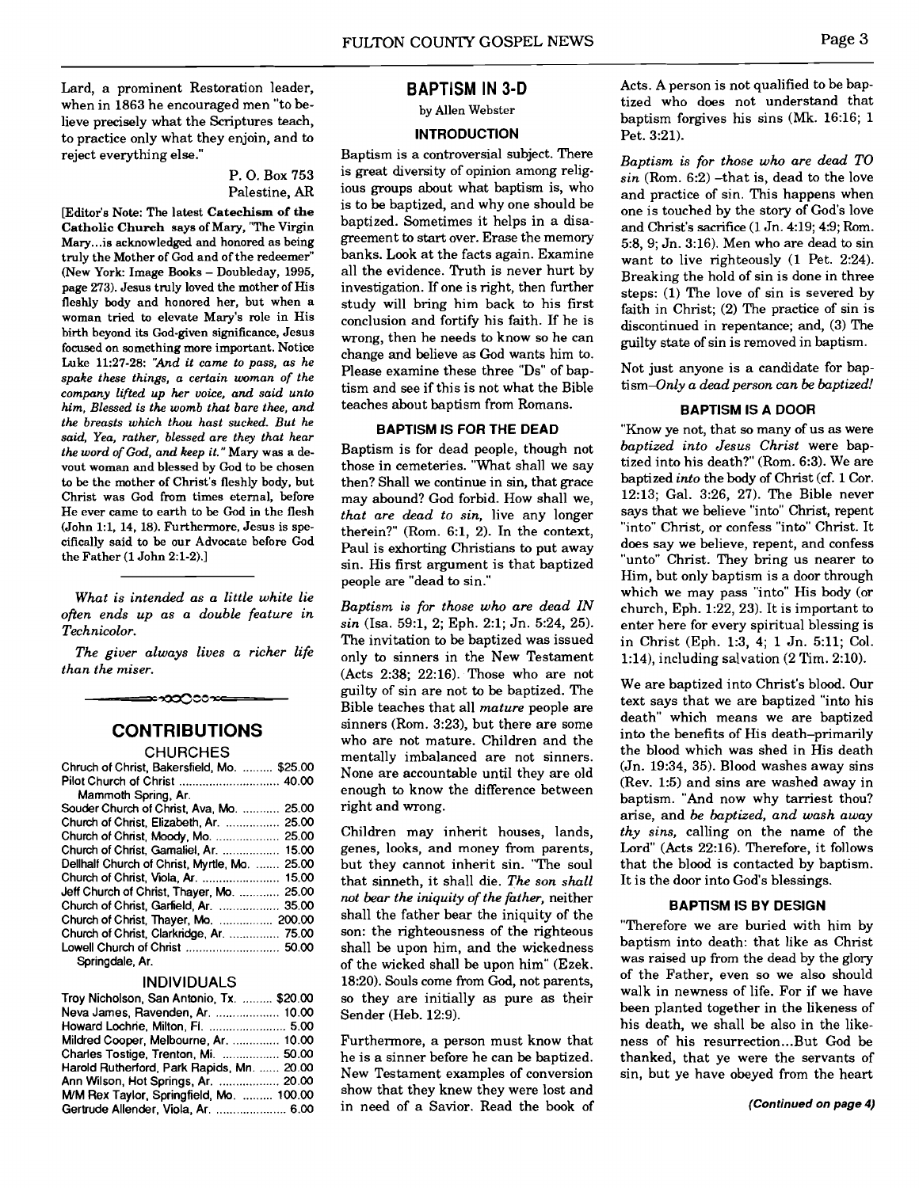Lard, a prominent Restoration leader, when in 1863 he encouraged men "to believe precisely what the Scriptures teach, to practice only what they enjoin, and to reject everything else."

P. O. Box 753
Palestine, AR

[Editor's Note: The latest **Catechism of the Catholic Church** says of Mary, "The Virgin Mary...is acknowledged and honored as being truly the Mother of God and of the redeemer" (New York: Image Books – Doubleday, 1995, page 273). Jesus truly loved the mother of His fleshly body and honored her, but when a woman tried to elevate Mary's role in His birth beyond its God-given significance, Jesus focused on something more important. Notice Luke 11:27-28: *"And it came to pass, as he spake these things, a certain woman of the company lifted up her voice, and said unto him, Blessed is the womb that bare thee, and the breasts which thou hast sucked. But he said, Yea, rather, blessed are they that hear the word of God, and keep it."* Mary was a devout woman and blessed by God to be chosen to be the mother of Christ's fleshly body, but Christ was God from times eternal, before He ever came to earth to be God in the flesh (John 1:1, 14, 18). Furthermore, Jesus is specifically said to be our Advocate before God the Father (1 John 2:1-2).]

---

*What is intended as a little white lie often ends up as a double feature in Technicolor.*

*The giver always lives a richer life than the miser.*

---

## CONTRIBUTIONS

### CHURCHES

| | |
|---|---|
| Chruch of Christ, Bakersfield, Mo. | $25.00 |
| Pilot Church of Christ Mammoth Spring, Ar. | 40.00 |
| Souder Church of Christ, Ava, Mo. | 25.00 |
| Church of Christ, Elizabeth, Ar. | 25.00 |
| Church of Christ, Moody, Mo. | 25.00 |
| Church of Christ, Gamaliel, Ar. | 15.00 |
| Dellhalf Church of Christ, Myrtle, Mo. | 25.00 |
| Church of Christ, Viola, Ar. | 15.00 |
| Jeff Church of Christ, Thayer, Mo. | 25.00 |
| Church of Christ, Garfield, Ar. | 35.00 |
| Church of Christ, Thayer, Mo. | 200.00 |
| Church of Christ, Clarkridge, Ar. | 75.00 |
| Lowell Church of Christ Springdale, Ar. | 50.00 |

### INDIVIDUALS

| | |
|---|---|
| Troy Nicholson, San Antonio, Tx. | $20.00 |
| Neva James, Ravenden, Ar. | 10.00 |
| Howard Lochrie, Milton, Fl. | 5.00 |
| Mildred Cooper, Melbourne, Ar. | 10.00 |
| Charles Tostige, Trenton, Mi. | 50.00 |
| Harold Rutherford, Park Rapids, Mn. | 20.00 |
| Ann Wilson, Hot Springs, Ar. | 20.00 |
| M/M Rex Taylor, Springfield, Mo. | 100.00 |
| Gertrude Allender, Viola, Ar. | 6.00 |

## BAPTISM IN 3-D

by Allen Webster

### INTRODUCTION

Baptism is a controversial subject. There is great diversity of opinion among religious groups about what baptism is, who is to be baptized, and why one should be baptized. Sometimes it helps in a disagreement to start over. Erase the memory banks. Look at the facts again. Examine all the evidence. Truth is never hurt by investigation. If one is right, then further study will bring him back to his first conclusion and fortify his faith. If he is wrong, then he needs to know so he can change and believe as God wants him to. Please examine these three "Ds" of baptism and see if this is not what the Bible teaches about baptism from Romans.

### BAPTISM IS FOR THE DEAD

Baptism is for dead people, though not those in cemeteries. "What shall we say then? Shall we continue in sin, that grace may abound? God forbid. How shall we, *that are dead to sin,* live any longer therein?" (Rom. 6:1, 2). In the context, Paul is exhorting Christians to put away sin. His first argument is that baptized people are "dead to sin."

*Baptism is for those who are dead IN sin* (Isa. 59:1, 2; Eph. 2:1; Jn. 5:24, 25). The invitation to be baptized was issued only to sinners in the New Testament (Acts 2:38; 22:16). Those who are not guilty of sin are not to be baptized. The Bible teaches that all *mature* people are sinners (Rom. 3:23), but there are some who are not mature. Children and the mentally imbalanced are not sinners. None are accountable until they are old enough to know the difference between right and wrong.

Children may inherit houses, lands, genes, looks, and money from parents, but they cannot inherit sin. "The soul that sinneth, it shall die. *The son shall not bear the iniquity of the father,* neither shall the father bear the iniquity of the son: the righteousness of the righteous shall be upon him, and the wickedness of the wicked shall be upon him" (Ezek. 18:20). Souls come from God, not parents, so they are initially as pure as their Sender (Heb. 12:9).

Furthermore, a person must know that he is a sinner before he can be baptized. New Testament examples of conversion show that they knew they were lost and in need of a Savior. Read the book of Acts. A person is not qualified to be baptized who does not understand that baptism forgives his sins (Mk. 16:16; 1 Pet. 3:21).

*Baptism is for those who are dead TO sin* (Rom. 6:2) –that is, dead to the love and practice of sin. This happens when one is touched by the story of God's love and Christ's sacrifice (1 Jn. 4:19; 4:9; Rom. 5:8, 9; Jn. 3:16). Men who are dead to sin want to live righteously (1 Pet. 2:24). Breaking the hold of sin is done in three steps: (1) The love of sin is severed by faith in Christ; (2) The practice of sin is discontinued in repentance; and, (3) The guilty state of sin is removed in baptism.

Not just anyone is a candidate for baptism–*Only a dead person can be baptized!*

### BAPTISM IS A DOOR

"Know ye not, that so many of us as were *baptized into Jesus Christ* were baptized into his death?" (Rom. 6:3). We are baptized *into* the body of Christ (cf. 1 Cor. 12:13; Gal. 3:26, 27). The Bible never says that we believe "into" Christ, repent "into" Christ, or confess "into" Christ. It does say we believe, repent, and confess "unto" Christ. They bring us nearer to Him, but only baptism is a door through which we may pass "into" His body (or church, Eph. 1:22, 23). It is important to enter here for every spiritual blessing is in Christ (Eph. 1:3, 4; 1 Jn. 5:11; Col. 1:14), including salvation (2 Tim. 2:10).

We are baptized into Christ's blood. Our text says that we are baptized "into his death" which means we are baptized into the benefits of His death–primarily the blood which was shed in His death (Jn. 19:34, 35). Blood washes away sins (Rev. 1:5) and sins are washed away in baptism. "And now why tarriest thou? arise, and *be baptized, and wash away thy sins,* calling on the name of the Lord" (Acts 22:16). Therefore, it follows that the blood is contacted by baptism. It is the door into God's blessings.

### BAPTISM IS BY DESIGN

"Therefore we are buried with him by baptism into death: that like as Christ was raised up from the dead by the glory of the Father, even so we also should walk in newness of life. For if we have been planted together in the likeness of his death, we shall be also in the likeness of his resurrection...But God be thanked, that ye were the servants of sin, but ye have obeyed from the heart

***(Continued on page 4)***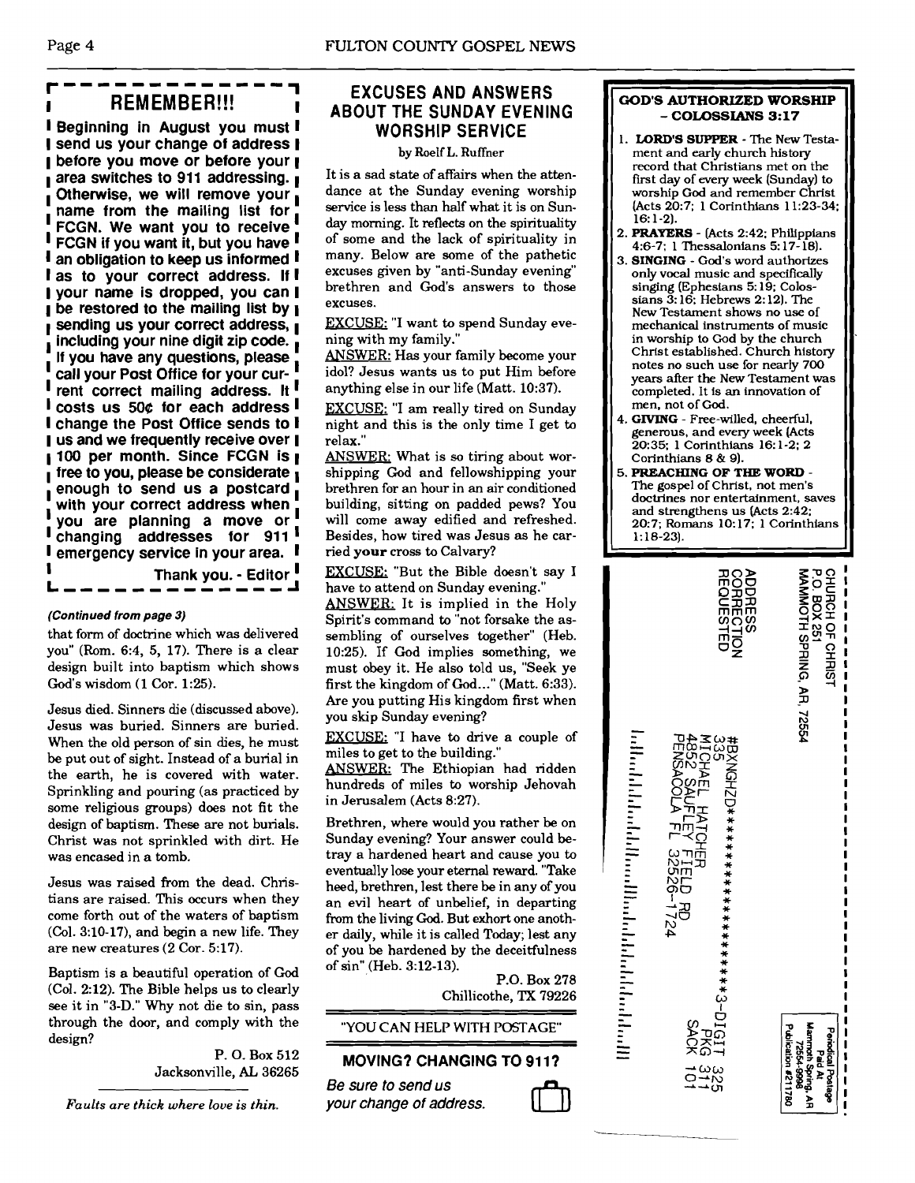## REMEMBER!!!

**Beginning in August you must send us your change of address before you move or before your area switches to 911 addressing. Otherwise, we will remove your name from the mailing list for FCGN. We want you to receive FCGN if you want it, but you have an obligation to keep us informed as to your correct address. If your name is dropped, you can be restored to the mailing list by sending us your correct address, including your nine digit zip code. If you have any questions, please call your Post Office for your current correct mailing address. It costs us 50¢ for each address change the Post Office sends to us and we frequently receive over 100 per month. Since FCGN is free to you, please be considerate enough to send us a postcard with your correct address when you are planning a move or changing addresses for 911 emergency service in your area.**

**Thank you. - Editor**

*(Continued from page 3)*

that form of doctrine which was delivered you" (Rom. 6:4, 5, 17). There is a clear design built into baptism which shows God's wisdom (1 Cor. 1:25).

Jesus died. Sinners die (discussed above). Jesus was buried. Sinners are buried. When the old person of sin dies, he must be put out of sight. Instead of a burial in the earth, he is covered with water. Sprinkling and pouring (as practiced by some religious groups) does not fit the design of baptism. These are not burials. Christ was not sprinkled with dirt. He was encased in a tomb.

Jesus was raised from the dead. Christians are raised. This occurs when they come forth out of the waters of baptism (Col. 3:10-17), and begin a new life. They are new creatures (2 Cor. 5:17).

Baptism is a beautiful operation of God (Col. 2:12). The Bible helps us to clearly see it in "3-D." Why not die to sin, pass through the door, and comply with the design?

P. O. Box 512
Jacksonville, AL 36265

*Faults are thick where love is thin.*

## EXCUSES AND ANSWERS ABOUT THE SUNDAY EVENING WORSHIP SERVICE

by Roelf L. Ruffner

It is a sad state of affairs when the attendance at the Sunday evening worship service is less than half what it is on Sunday morning. It reflects on the spirituality of some and the lack of spirituality in many. Below are some of the pathetic excuses given by "anti-Sunday evening" brethren and God's answers to those excuses.

EXCUSE: "I want to spend Sunday evening with my family."

ANSWER: Has your family become your idol? Jesus wants us to put Him before anything else in our life (Matt. 10:37).

EXCUSE: "I am really tired on Sunday night and this is the only time I get to relax."

ANSWER: What is so tiring about worshipping God and fellowshipping your brethren for an hour in an air conditioned building, sitting on padded pews? You will come away edified and refreshed. Besides, how tired was Jesus as he carried **your** cross to Calvary?

EXCUSE: "But the Bible doesn't say I have to attend on Sunday evening."

ANSWER: It is implied in the Holy Spirit's command to "not forsake the assembling of ourselves together" (Heb. 10:25). If God implies something, we must obey it. He also told us, "Seek ye first the kingdom of God..." (Matt. 6:33). Are you putting His kingdom first when you skip Sunday evening?

EXCUSE: "I have to drive a couple of miles to get to the building."

ANSWER: The Ethiopian had ridden hundreds of miles to worship Jehovah in Jerusalem (Acts 8:27).

Brethren, where would you rather be on Sunday evening? Your answer could betray a hardened heart and cause you to eventually lose your eternal reward. "Take heed, brethren, lest there be in any of you an evil heart of unbelief, in departing from the living God. But exhort one another daily, while it is called Today; lest any of you be hardened by the deceitfulness of sin" (Heb. 3:12-13).

P.O. Box 278
Chillicothe, TX 79226

"YOU CAN HELP WITH POSTAGE"

### MOVING? CHANGING TO 911?

*Be sure to send us your change of address.*

### GOD'S AUTHORIZED WORSHIP - COLOSSIANS 3:17

1. **LORD'S SUPPER** - The New Testament and early church history record that Christians met on the first day of every week (Sunday) to worship God and remember Christ (Acts 20:7; 1 Corinthians 11:23-34; 16:1-2).
2. **PRAYERS** - (Acts 2:42; Philippians 4:6-7; 1 Thessalonians 5:17-18).
3. **SINGING** - God's word authorizes only vocal music and specifically singing (Ephesians 5:19; Colossians 3:16; Hebrews 2:12). The New Testament shows no use of mechanical instruments of music in worship to God by the church Christ established. Church history notes no such use for nearly 700 years after the New Testament was completed. It is an innovation of men, not of God.
4. **GIVING** - Free-willed, cheerful, generous, and every week (Acts 20:35; 1 Corinthians 16:1-2; 2 Corinthians 8 & 9).
5. **PREACHING OF THE WORD** - The gospel of Christ, not men's doctrines nor entertainment, saves and strengthens us (Acts 2:42; 20:7; Romans 10:17; 1 Corinthians 1:18-23).

CHURCH OF CHRIST
P.O. BOX 251
MAMMOTH SPRING, AR 72554

ADDRESS CORRECTION REQUESTED

Periodical Postage Paid At Mammoth Spring, AR 72554-9998 Publication #211780

#BXNGHZD****************3-DIGIT 325
335 PKG 311
MICHAEL HATCHER SACK 101
4852 SAUFLEY FIELD RD
PENSACOLA FL 32526-1724